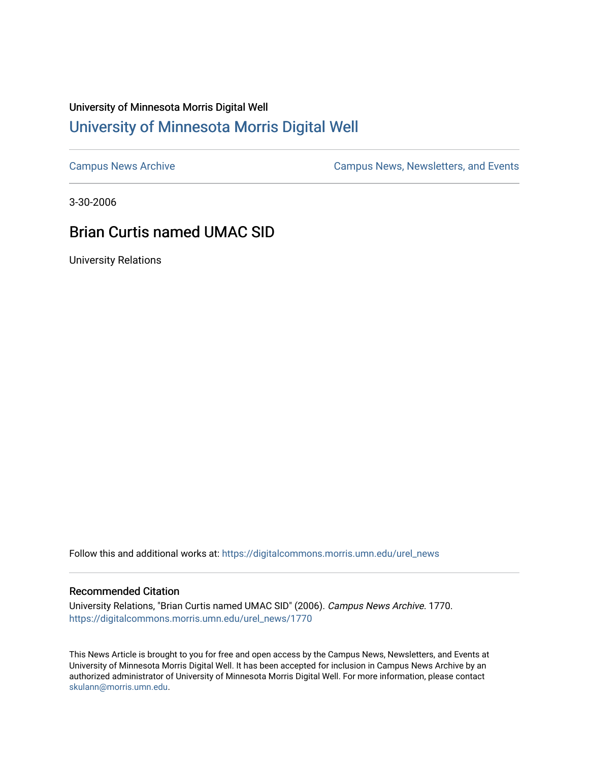University of Minnesota Morris Digital Well

# University of Minnesota Morris Digital Well

Campus News Archive

Campus News, Newsletters, and Events

3-30-2006

## Brian Curtis named UMAC SID

University Relations

Follow this and additional works at: https://digitalcommons.morris.umn.edu/urel_news

### Recommended Citation

University Relations, "Brian Curtis named UMAC SID" (2006). *Campus News Archive*. 1770.
https://digitalcommons.morris.umn.edu/urel_news/1770

This News Article is brought to you for free and open access by the Campus News, Newsletters, and Events at University of Minnesota Morris Digital Well. It has been accepted for inclusion in Campus News Archive by an authorized administrator of University of Minnesota Morris Digital Well. For more information, please contact skulann@morris.umn.edu.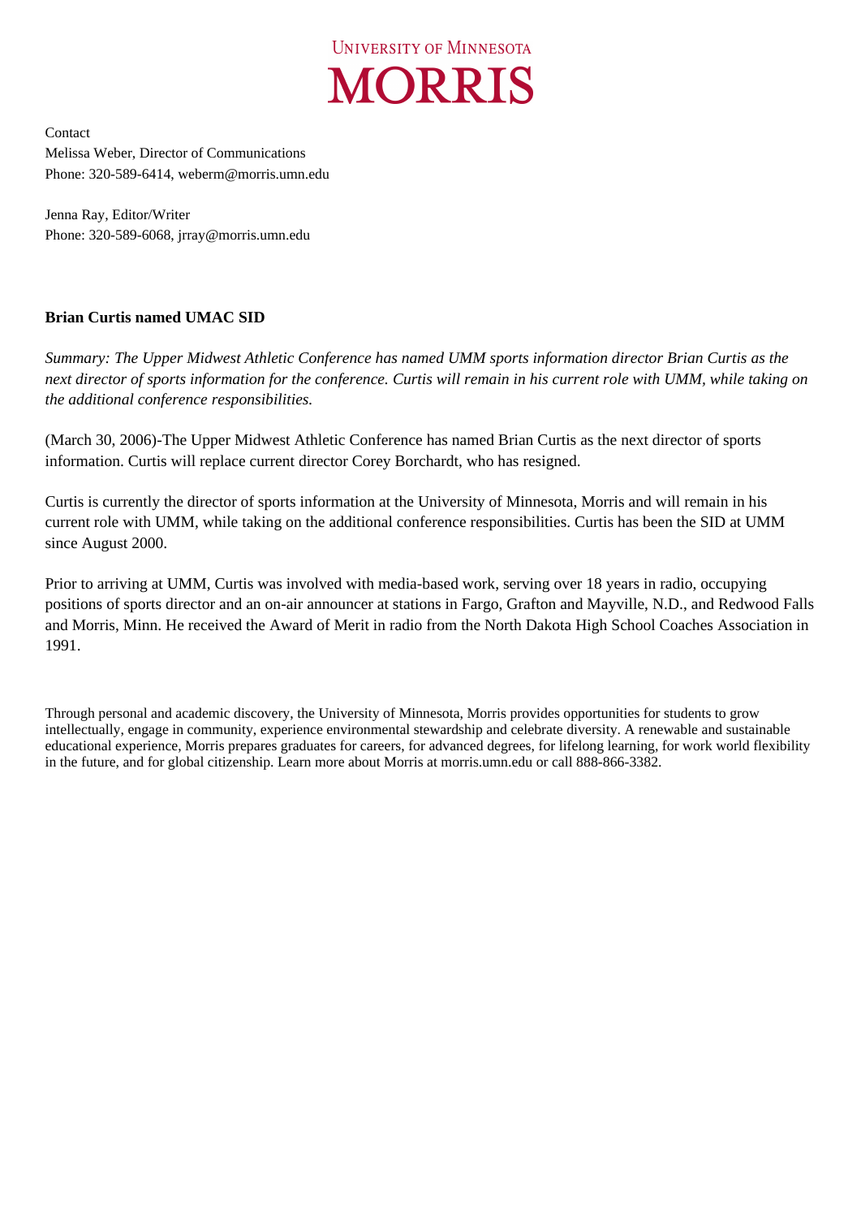UNIVERSITY OF MINNESOTA
MORRIS

Contact
Melissa Weber, Director of Communications
Phone: 320-589-6414, weberm@morris.umn.edu

Jenna Ray, Editor/Writer
Phone: 320-589-6068, jrray@morris.umn.edu

**Brian Curtis named UMAC SID**

*Summary: The Upper Midwest Athletic Conference has named UMM sports information director Brian Curtis as the next director of sports information for the conference. Curtis will remain in his current role with UMM, while taking on the additional conference responsibilities.*

(March 30, 2006)-The Upper Midwest Athletic Conference has named Brian Curtis as the next director of sports information. Curtis will replace current director Corey Borchardt, who has resigned.

Curtis is currently the director of sports information at the University of Minnesota, Morris and will remain in his current role with UMM, while taking on the additional conference responsibilities. Curtis has been the SID at UMM since August 2000.

Prior to arriving at UMM, Curtis was involved with media-based work, serving over 18 years in radio, occupying positions of sports director and an on-air announcer at stations in Fargo, Grafton and Mayville, N.D., and Redwood Falls and Morris, Minn. He received the Award of Merit in radio from the North Dakota High School Coaches Association in 1991.

Through personal and academic discovery, the University of Minnesota, Morris provides opportunities for students to grow intellectually, engage in community, experience environmental stewardship and celebrate diversity. A renewable and sustainable educational experience, Morris prepares graduates for careers, for advanced degrees, for lifelong learning, for work world flexibility in the future, and for global citizenship. Learn more about Morris at morris.umn.edu or call 888-866-3382.